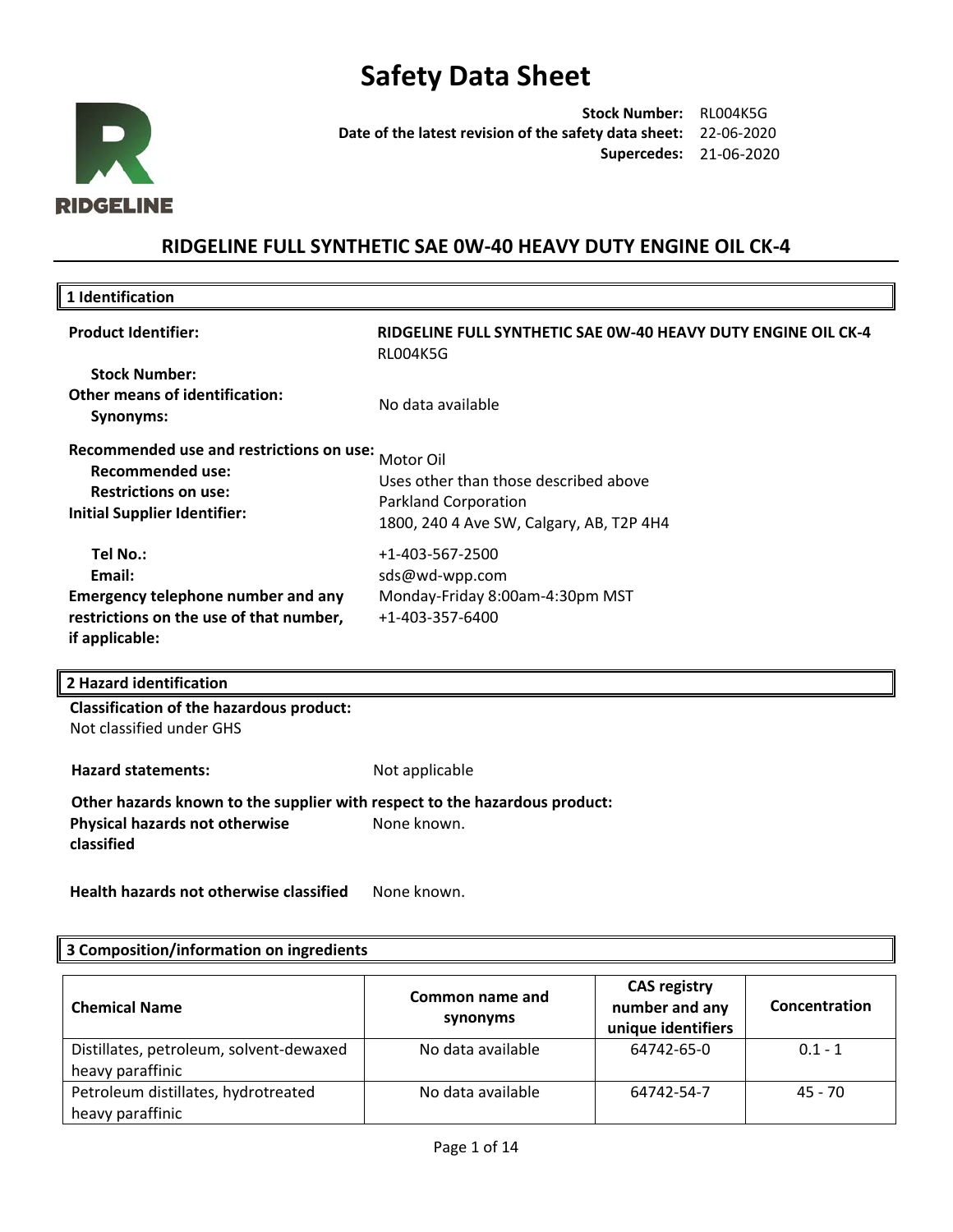# Safety Data Sheet

RIDGELINE

**Stock Number:** RL004K5G
**Date of the latest revision of the safety data sheet:** 22-06-2020
**Supercedes:** 21-06-2020

## RIDGELINE FULL SYNTHETIC SAE 0W-40 HEAVY DUTY ENGINE OIL CK-4

### 1 Identification

**Product Identifier:** **RIDGELINE FULL SYNTHETIC SAE 0W-40 HEAVY DUTY ENGINE OIL CK-4**

**Stock Number:** RL004K5G

**Other means of identification:**
**Synonyms:** No data available

**Recommended use and restrictions on use:**
**Recommended use:** Motor Oil
**Restrictions on use:** Uses other than those described above

**Initial Supplier Identifier:** Parkland Corporation
1800, 240 4 Ave SW, Calgary, AB, T2P 4H4

**Tel No.:** +1-403-567-2500
**Email:** sds@wd-wpp.com

**Emergency telephone number and any restrictions on the use of that number, if applicable:** Monday-Friday 8:00am-4:30pm MST
+1-403-357-6400

### 2 Hazard identification

**Classification of the hazardous product:**
Not classified under GHS

**Hazard statements:** Not applicable

**Other hazards known to the supplier with respect to the hazardous product:**

**Physical hazards not otherwise classified:** None known.

**Health hazards not otherwise classified:** None known.

### 3 Composition/information on ingredients

| Chemical Name | Common name and synonyms | CAS registry number and any unique identifiers | Concentration |
|---|---|---|---|
| Distillates, petroleum, solvent-dewaxed heavy paraffinic | No data available | 64742-65-0 | 0.1 - 1 |
| Petroleum distillates, hydrotreated heavy paraffinic | No data available | 64742-54-7 | 45 - 70 |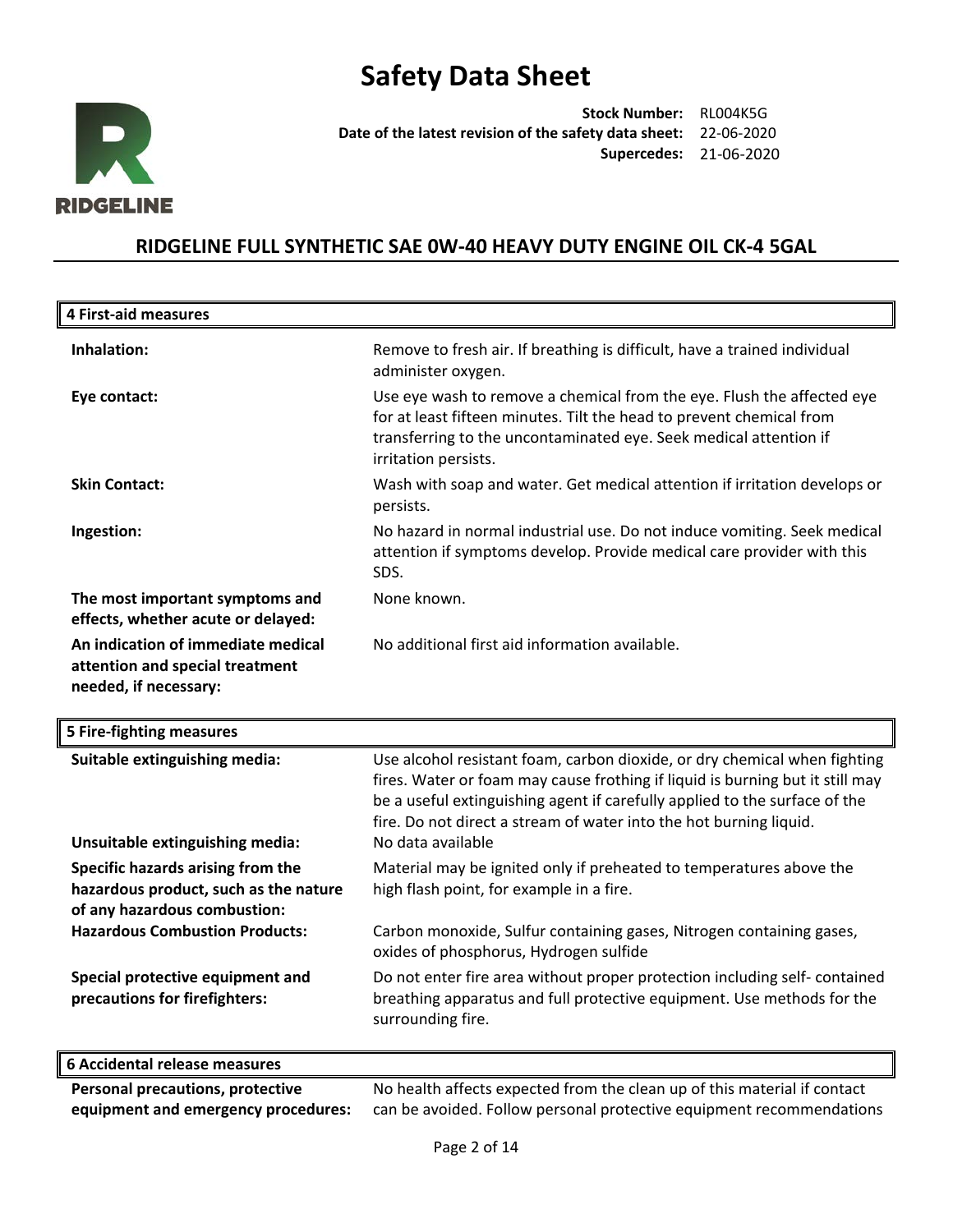# Safety Data Sheet

**Stock Number:** RL004K5G
**Date of the latest revision of the safety data sheet:** 22-06-2020
**Supercedes:** 21-06-2020

## RIDGELINE FULL SYNTHETIC SAE 0W-40 HEAVY DUTY ENGINE OIL CK-4 5GAL

### 4 First-aid measures

| | |
|---|---|
| **Inhalation:** | Remove to fresh air. If breathing is difficult, have a trained individual administer oxygen. |
| **Eye contact:** | Use eye wash to remove a chemical from the eye. Flush the affected eye for at least fifteen minutes. Tilt the head to prevent chemical from transferring to the uncontaminated eye. Seek medical attention if irritation persists. |
| **Skin Contact:** | Wash with soap and water. Get medical attention if irritation develops or persists. |
| **Ingestion:** | No hazard in normal industrial use. Do not induce vomiting. Seek medical attention if symptoms develop. Provide medical care provider with this SDS. |
| **The most important symptoms and effects, whether acute or delayed:** | None known. |
| **An indication of immediate medical attention and special treatment needed, if necessary:** | No additional first aid information available. |

### 5 Fire-fighting measures

| | |
|---|---|
| **Suitable extinguishing media:** | Use alcohol resistant foam, carbon dioxide, or dry chemical when fighting fires. Water or foam may cause frothing if liquid is burning but it still may be a useful extinguishing agent if carefully applied to the surface of the fire. Do not direct a stream of water into the hot burning liquid. |
| **Unsuitable extinguishing media:** | No data available |
| **Specific hazards arising from the hazardous product, such as the nature of any hazardous combustion:** | Material may be ignited only if preheated to temperatures above the high flash point, for example in a fire. |
| **Hazardous Combustion Products:** | Carbon monoxide, Sulfur containing gases, Nitrogen containing gases, oxides of phosphorus, Hydrogen sulfide |
| **Special protective equipment and precautions for firefighters:** | Do not enter fire area without proper protection including self- contained breathing apparatus and full protective equipment. Use methods for the surrounding fire. |

### 6 Accidental release measures

| | |
|---|---|
| **Personal precautions, protective equipment and emergency procedures:** | No health affects expected from the clean up of this material if contact can be avoided. Follow personal protective equipment recommendations |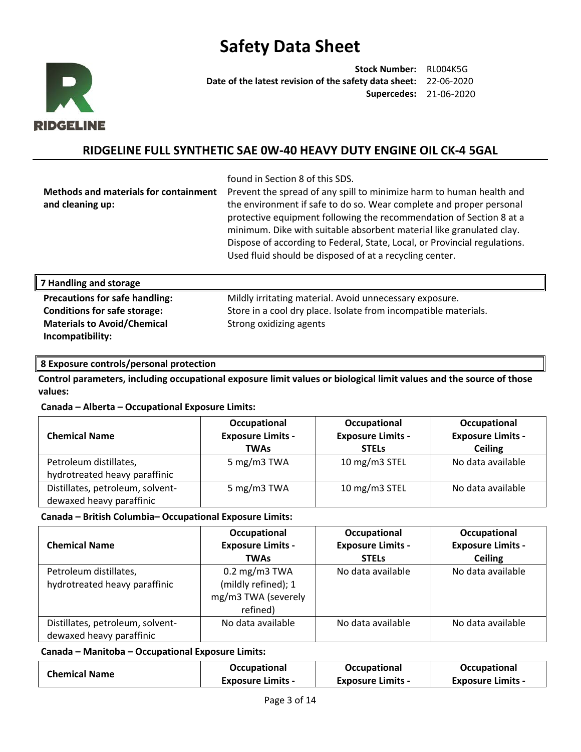# Safety Data Sheet

**Stock Number:** RL004K5G
**Date of the latest revision of the safety data sheet:** 22-06-2020
**Supercedes:** 21-06-2020

## RIDGELINE FULL SYNTHETIC SAE 0W-40 HEAVY DUTY ENGINE OIL CK-4 5GAL

found in Section 8 of this SDS.

**Methods and materials for containment and cleaning up:** Prevent the spread of any spill to minimize harm to human health and the environment if safe to do so. Wear complete and proper personal protective equipment following the recommendation of Section 8 at a minimum. Dike with suitable absorbent material like granulated clay. Dispose of according to Federal, State, Local, or Provincial regulations. Used fluid should be disposed of at a recycling center.

## 7 Handling and storage

**Precautions for safe handling:** Mildly irritating material. Avoid unnecessary exposure.
**Conditions for safe storage:** Store in a cool dry place. Isolate from incompatible materials.
**Materials to Avoid/Chemical Incompatibility:** Strong oxidizing agents

## 8 Exposure controls/personal protection

**Control parameters, including occupational exposure limit values or biological limit values and the source of those values:**

**Canada – Alberta – Occupational Exposure Limits:**

| Chemical Name | Occupational Exposure Limits - TWAs | Occupational Exposure Limits - STELs | Occupational Exposure Limits - Ceiling |
|---|---|---|---|
| Petroleum distillates, hydrotreated heavy paraffinic | 5 mg/m3 TWA | 10 mg/m3 STEL | No data available |
| Distillates, petroleum, solvent-dewaxed heavy paraffinic | 5 mg/m3 TWA | 10 mg/m3 STEL | No data available |

**Canada – British Columbia– Occupational Exposure Limits:**

| Chemical Name | Occupational Exposure Limits - TWAs | Occupational Exposure Limits - STELs | Occupational Exposure Limits - Ceiling |
|---|---|---|---|
| Petroleum distillates, hydrotreated heavy paraffinic | 0.2 mg/m3 TWA (mildly refined); 1 mg/m3 TWA (severely refined) | No data available | No data available |
| Distillates, petroleum, solvent-dewaxed heavy paraffinic | No data available | No data available | No data available |

**Canada – Manitoba – Occupational Exposure Limits:**

| Chemical Name | Occupational Exposure Limits - | Occupational Exposure Limits - | Occupational Exposure Limits - |
|---|---|---|---|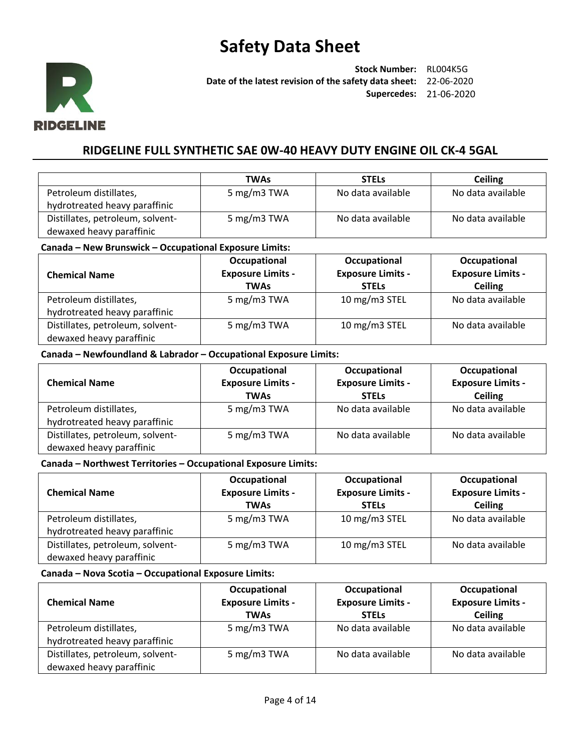| | TWAs | STELs | Ceiling |
|---|---|---|---|
| Petroleum distillates, hydrotreated heavy paraffinic | 5 mg/m3 TWA | No data available | No data available |
| Distillates, petroleum, solvent-dewaxed heavy paraffinic | 5 mg/m3 TWA | No data available | No data available |

**Canada – New Brunswick – Occupational Exposure Limits:**

| Chemical Name | Occupational Exposure Limits - TWAs | Occupational Exposure Limits - STELs | Occupational Exposure Limits - Ceiling |
|---|---|---|---|
| Petroleum distillates, hydrotreated heavy paraffinic | 5 mg/m3 TWA | 10 mg/m3 STEL | No data available |
| Distillates, petroleum, solvent-dewaxed heavy paraffinic | 5 mg/m3 TWA | 10 mg/m3 STEL | No data available |

**Canada – Newfoundland & Labrador – Occupational Exposure Limits:**

| Chemical Name | Occupational Exposure Limits - TWAs | Occupational Exposure Limits - STELs | Occupational Exposure Limits - Ceiling |
|---|---|---|---|
| Petroleum distillates, hydrotreated heavy paraffinic | 5 mg/m3 TWA | No data available | No data available |
| Distillates, petroleum, solvent-dewaxed heavy paraffinic | 5 mg/m3 TWA | No data available | No data available |

**Canada – Northwest Territories – Occupational Exposure Limits:**

| Chemical Name | Occupational Exposure Limits - TWAs | Occupational Exposure Limits - STELs | Occupational Exposure Limits - Ceiling |
|---|---|---|---|
| Petroleum distillates, hydrotreated heavy paraffinic | 5 mg/m3 TWA | 10 mg/m3 STEL | No data available |
| Distillates, petroleum, solvent-dewaxed heavy paraffinic | 5 mg/m3 TWA | 10 mg/m3 STEL | No data available |

**Canada – Nova Scotia – Occupational Exposure Limits:**

| Chemical Name | Occupational Exposure Limits - TWAs | Occupational Exposure Limits - STELs | Occupational Exposure Limits - Ceiling |
|---|---|---|---|
| Petroleum distillates, hydrotreated heavy paraffinic | 5 mg/m3 TWA | No data available | No data available |
| Distillates, petroleum, solvent-dewaxed heavy paraffinic | 5 mg/m3 TWA | No data available | No data available |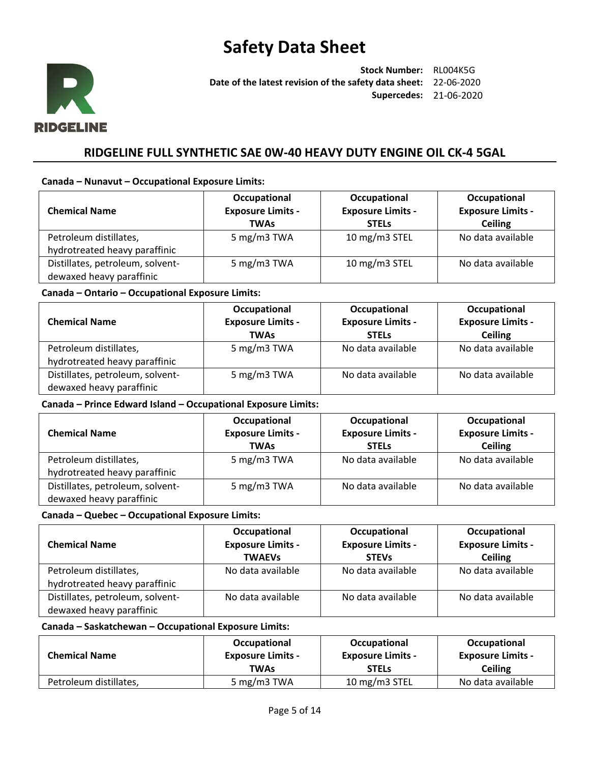**Canada – Nunavut – Occupational Exposure Limits:**

| Chemical Name | Occupational Exposure Limits - TWAs | Occupational Exposure Limits - STELs | Occupational Exposure Limits - Ceiling |
|---|---|---|---|
| Petroleum distillates, hydrotreated heavy paraffinic | 5 mg/m3 TWA | 10 mg/m3 STEL | No data available |
| Distillates, petroleum, solvent-dewaxed heavy paraffinic | 5 mg/m3 TWA | 10 mg/m3 STEL | No data available |

**Canada – Ontario – Occupational Exposure Limits:**

| Chemical Name | Occupational Exposure Limits - TWAs | Occupational Exposure Limits - STELs | Occupational Exposure Limits - Ceiling |
|---|---|---|---|
| Petroleum distillates, hydrotreated heavy paraffinic | 5 mg/m3 TWA | No data available | No data available |
| Distillates, petroleum, solvent-dewaxed heavy paraffinic | 5 mg/m3 TWA | No data available | No data available |

**Canada – Prince Edward Island – Occupational Exposure Limits:**

| Chemical Name | Occupational Exposure Limits - TWAs | Occupational Exposure Limits - STELs | Occupational Exposure Limits - Ceiling |
|---|---|---|---|
| Petroleum distillates, hydrotreated heavy paraffinic | 5 mg/m3 TWA | No data available | No data available |
| Distillates, petroleum, solvent-dewaxed heavy paraffinic | 5 mg/m3 TWA | No data available | No data available |

**Canada – Quebec – Occupational Exposure Limits:**

| Chemical Name | Occupational Exposure Limits - TWAEVs | Occupational Exposure Limits - STEVs | Occupational Exposure Limits - Ceiling |
|---|---|---|---|
| Petroleum distillates, hydrotreated heavy paraffinic | No data available | No data available | No data available |
| Distillates, petroleum, solvent-dewaxed heavy paraffinic | No data available | No data available | No data available |

**Canada – Saskatchewan – Occupational Exposure Limits:**

| Chemical Name | Occupational Exposure Limits - TWAs | Occupational Exposure Limits - STELs | Occupational Exposure Limits - Ceiling |
|---|---|---|---|
| Petroleum distillates, | 5 mg/m3 TWA | 10 mg/m3 STEL | No data available |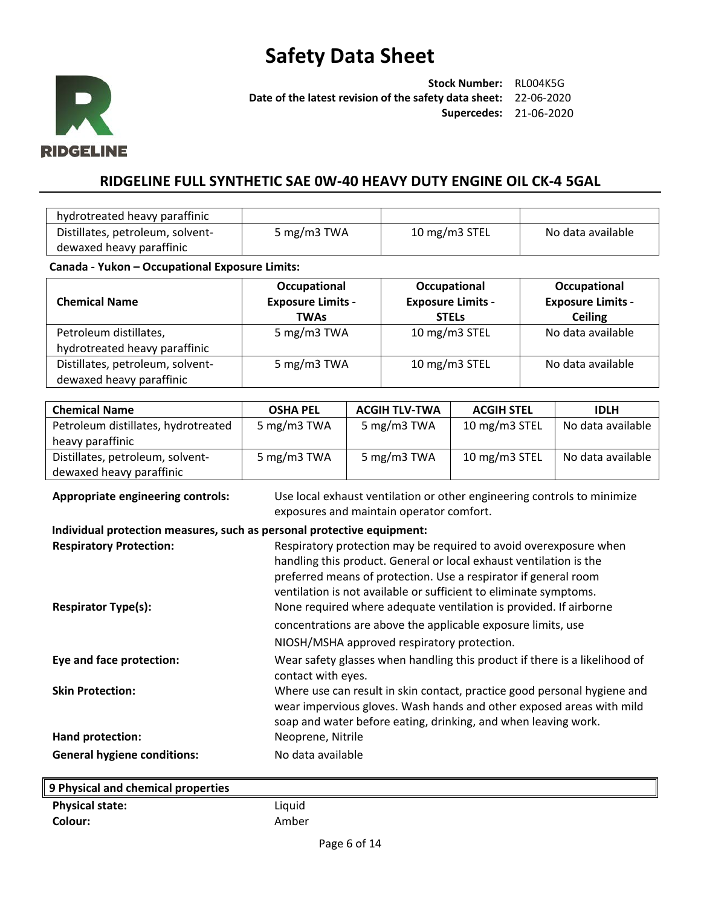| hydrotreated heavy paraffinic | | | |
| --- | --- | --- | --- |
| Distillates, petroleum, solvent-dewaxed heavy paraffinic | 5 mg/m3 TWA | 10 mg/m3 STEL | No data available |

**Canada - Yukon – Occupational Exposure Limits:**

| Chemical Name | Occupational Exposure Limits - TWAs | Occupational Exposure Limits - STELs | Occupational Exposure Limits - Ceiling |
| --- | --- | --- | --- |
| Petroleum distillates, hydrotreated heavy paraffinic | 5 mg/m3 TWA | 10 mg/m3 STEL | No data available |
| Distillates, petroleum, solvent-dewaxed heavy paraffinic | 5 mg/m3 TWA | 10 mg/m3 STEL | No data available |

| Chemical Name | OSHA PEL | ACGIH TLV-TWA | ACGIH STEL | IDLH |
| --- | --- | --- | --- | --- |
| Petroleum distillates, hydrotreated heavy paraffinic | 5 mg/m3 TWA | 5 mg/m3 TWA | 10 mg/m3 STEL | No data available |
| Distillates, petroleum, solvent-dewaxed heavy paraffinic | 5 mg/m3 TWA | 5 mg/m3 TWA | 10 mg/m3 STEL | No data available |

**Appropriate engineering controls:** Use local exhaust ventilation or other engineering controls to minimize exposures and maintain operator comfort.

**Individual protection measures, such as personal protective equipment:**

**Respiratory Protection:** Respiratory protection may be required to avoid overexposure when handling this product. General or local exhaust ventilation is the preferred means of protection. Use a respirator if general room ventilation is not available or sufficient to eliminate symptoms.

**Respirator Type(s):** None required where adequate ventilation is provided. If airborne concentrations are above the applicable exposure limits, use NIOSH/MSHA approved respiratory protection.

**Eye and face protection:** Wear safety glasses when handling this product if there is a likelihood of contact with eyes.

**Skin Protection:** Where use can result in skin contact, practice good personal hygiene and wear impervious gloves. Wash hands and other exposed areas with mild soap and water before eating, drinking, and when leaving work.

**Hand protection:** Neoprene, Nitrile

**General hygiene conditions:** No data available

## 9 Physical and chemical properties

**Physical state:** Liquid

**Colour:** Amber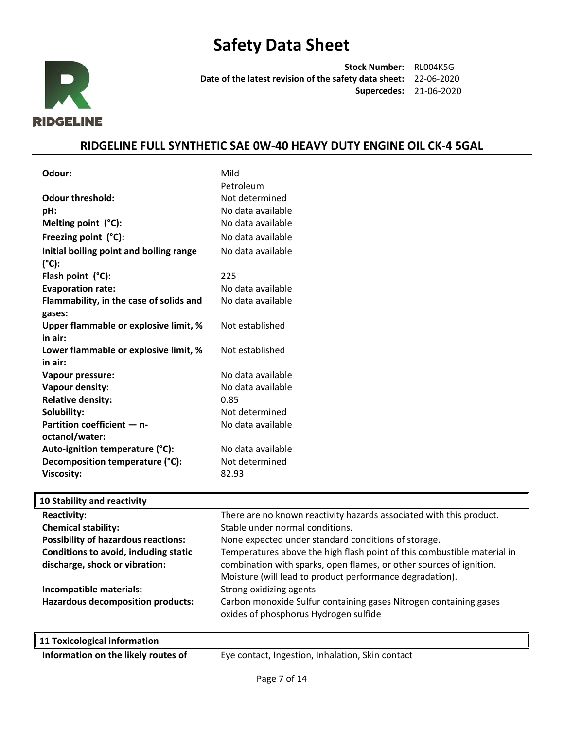# Safety Data Sheet

**Stock Number:** RL004K5G
**Date of the latest revision of the safety data sheet:** 22-06-2020
**Supercedes:** 21-06-2020

## RIDGELINE FULL SYNTHETIC SAE 0W-40 HEAVY DUTY ENGINE OIL CK-4 5GAL

| | |
|---|---|
| **Odour:** | Mild Petroleum |
| **Odour threshold:** | Not determined |
| **pH:** | No data available |
| **Melting point (°C):** | No data available |
| **Freezing point (°C):** | No data available |
| **Initial boiling point and boiling range (°C):** | No data available |
| **Flash point (°C):** | 225 |
| **Evaporation rate:** | No data available |
| **Flammability, in the case of solids and gases:** | No data available |
| **Upper flammable or explosive limit, % in air:** | Not established |
| **Lower flammable or explosive limit, % in air:** | Not established |
| **Vapour pressure:** | No data available |
| **Vapour density:** | No data available |
| **Relative density:** | 0.85 |
| **Solubility:** | Not determined |
| **Partition coefficient — n-octanol/water:** | No data available |
| **Auto-ignition temperature (°C):** | No data available |
| **Decomposition temperature (°C):** | Not determined |
| **Viscosity:** | 82.93 |

## 10 Stability and reactivity

| | |
|---|---|
| **Reactivity:** | There are no known reactivity hazards associated with this product. |
| **Chemical stability:** | Stable under normal conditions. |
| **Possibility of hazardous reactions:** | None expected under standard conditions of storage. |
| **Conditions to avoid, including static discharge, shock or vibration:** | Temperatures above the high flash point of this combustible material in combination with sparks, open flames, or other sources of ignition. Moisture (will lead to product performance degradation). |
| **Incompatible materials:** | Strong oxidizing agents |
| **Hazardous decomposition products:** | Carbon monoxide Sulfur containing gases Nitrogen containing gases oxides of phosphorus Hydrogen sulfide |

## 11 Toxicological information

| | |
|---|---|
| **Information on the likely routes of** | Eye contact, Ingestion, Inhalation, Skin contact |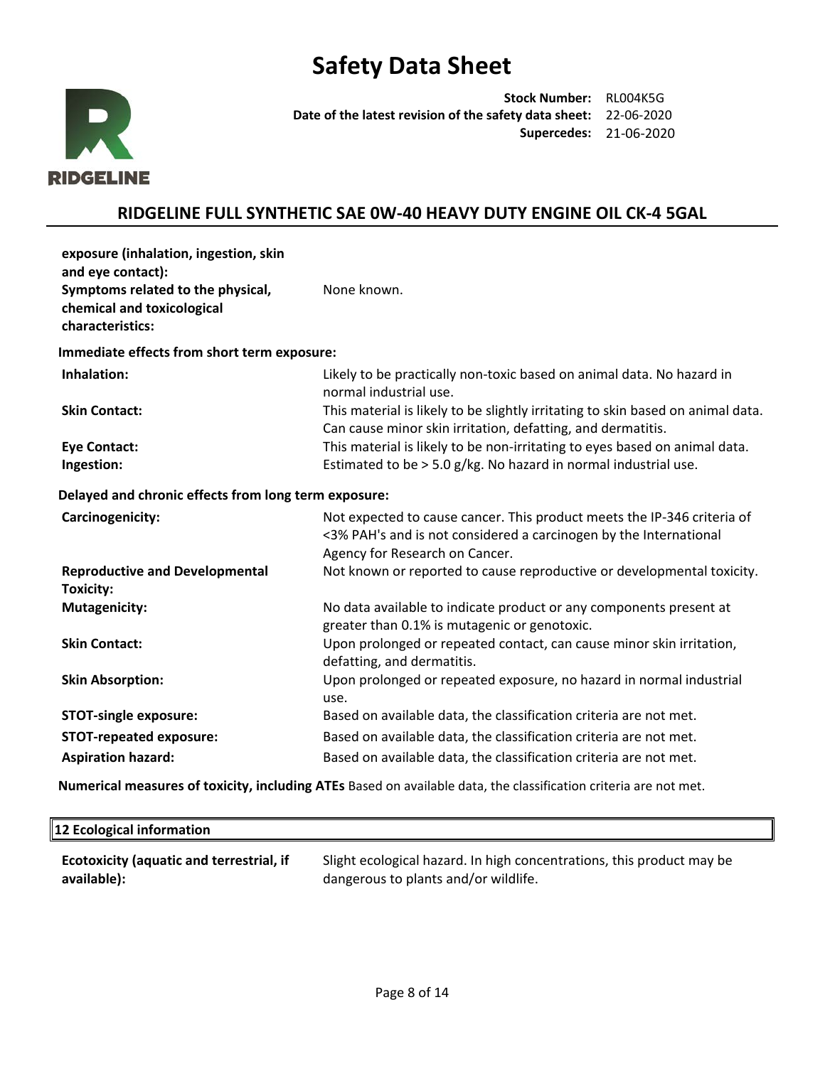| | |
|---|---|
| **exposure (inhalation, ingestion, skin and eye contact):** | |
| **Symptoms related to the physical, chemical and toxicological characteristics:** | None known. |

**Immediate effects from short term exposure:**

| | |
|---|---|
| **Inhalation:** | Likely to be practically non-toxic based on animal data. No hazard in normal industrial use. |
| **Skin Contact:** | This material is likely to be slightly irritating to skin based on animal data. Can cause minor skin irritation, defatting, and dermatitis. |
| **Eye Contact:** | This material is likely to be non-irritating to eyes based on animal data. |
| **Ingestion:** | Estimated to be > 5.0 g/kg. No hazard in normal industrial use. |

**Delayed and chronic effects from long term exposure:**

| | |
|---|---|
| **Carcinogenicity:** | Not expected to cause cancer. This product meets the IP-346 criteria of <3% PAH's and is not considered a carcinogen by the International Agency for Research on Cancer. |
| **Reproductive and Developmental Toxicity:** | Not known or reported to cause reproductive or developmental toxicity. |
| **Mutagenicity:** | No data available to indicate product or any components present at greater than 0.1% is mutagenic or genotoxic. |
| **Skin Contact:** | Upon prolonged or repeated contact, can cause minor skin irritation, defatting, and dermatitis. |
| **Skin Absorption:** | Upon prolonged or repeated exposure, no hazard in normal industrial use. |
| **STOT-single exposure:** | Based on available data, the classification criteria are not met. |
| **STOT-repeated exposure:** | Based on available data, the classification criteria are not met. |
| **Aspiration hazard:** | Based on available data, the classification criteria are not met. |

**Numerical measures of toxicity, including ATEs** Based on available data, the classification criteria are not met.

## 12 Ecological information

| | |
|---|---|
| **Ecotoxicity (aquatic and terrestrial, if available):** | Slight ecological hazard. In high concentrations, this product may be dangerous to plants and/or wildlife. |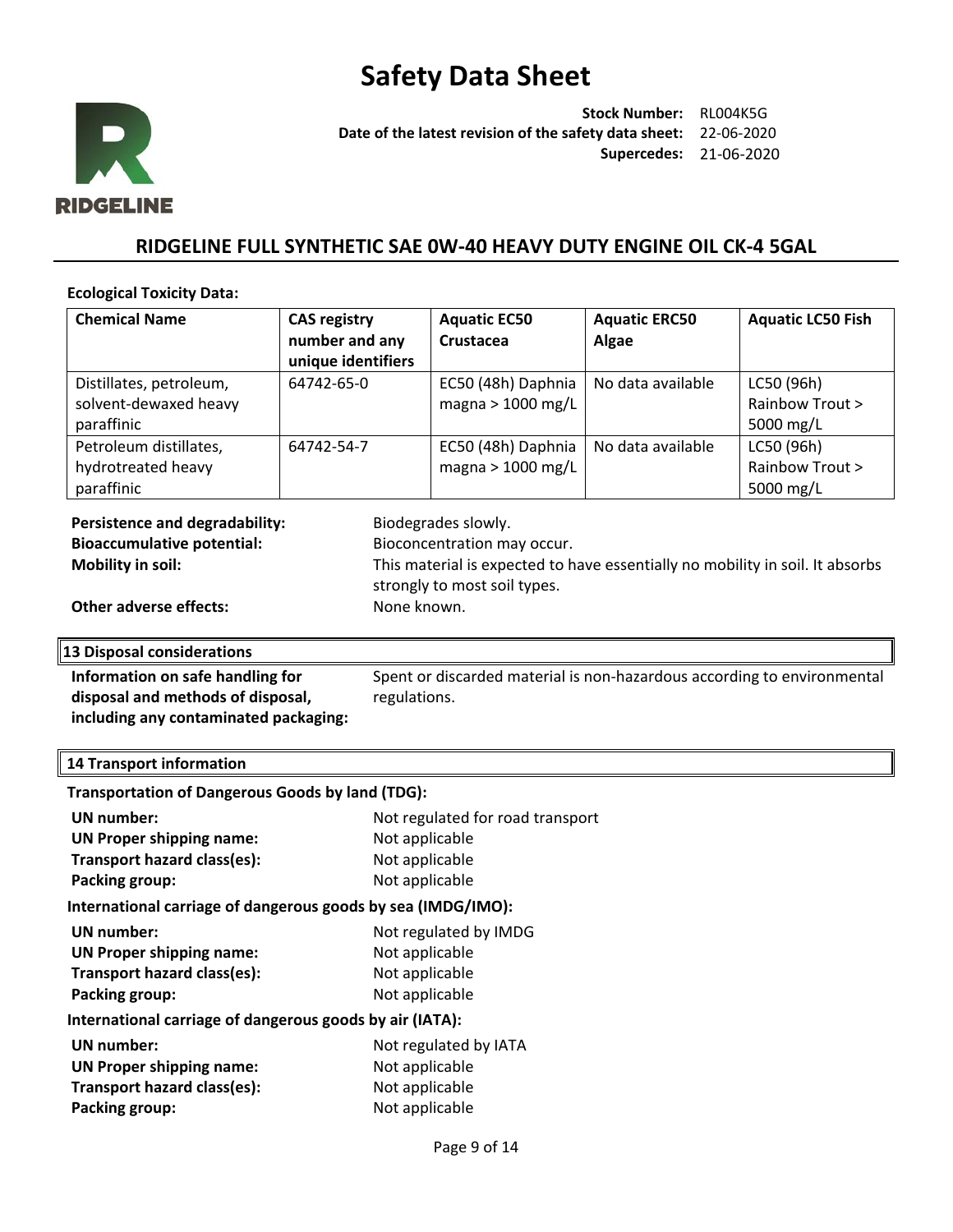**Ecological Toxicity Data:**

| Chemical Name | CAS registry number and any unique identifiers | Aquatic EC50 Crustacea | Aquatic ERC50 Algae | Aquatic LC50 Fish |
|---|---|---|---|---|
| Distillates, petroleum, solvent-dewaxed heavy paraffinic | 64742-65-0 | EC50 (48h) Daphnia magna > 1000 mg/L | No data available | LC50 (96h) Rainbow Trout > 5000 mg/L |
| Petroleum distillates, hydrotreated heavy paraffinic | 64742-54-7 | EC50 (48h) Daphnia magna > 1000 mg/L | No data available | LC50 (96h) Rainbow Trout > 5000 mg/L |

**Persistence and degradability:** Biodegrades slowly.

**Bioaccumulative potential:** Bioconcentration may occur.

**Mobility in soil:** This material is expected to have essentially no mobility in soil. It absorbs strongly to most soil types.

**Other adverse effects:** None known.

## 13 Disposal considerations

**Information on safe handling for disposal and methods of disposal, including any contaminated packaging:** Spent or discarded material is non-hazardous according to environmental regulations.

## 14 Transport information

**Transportation of Dangerous Goods by land (TDG):**

**UN number:** Not regulated for road transport
**UN Proper shipping name:** Not applicable
**Transport hazard class(es):** Not applicable
**Packing group:** Not applicable

**International carriage of dangerous goods by sea (IMDG/IMO):**

**UN number:** Not regulated by IMDG
**UN Proper shipping name:** Not applicable
**Transport hazard class(es):** Not applicable
**Packing group:** Not applicable

**International carriage of dangerous goods by air (IATA):**

**UN number:** Not regulated by IATA
**UN Proper shipping name:** Not applicable
**Transport hazard class(es):** Not applicable
**Packing group:** Not applicable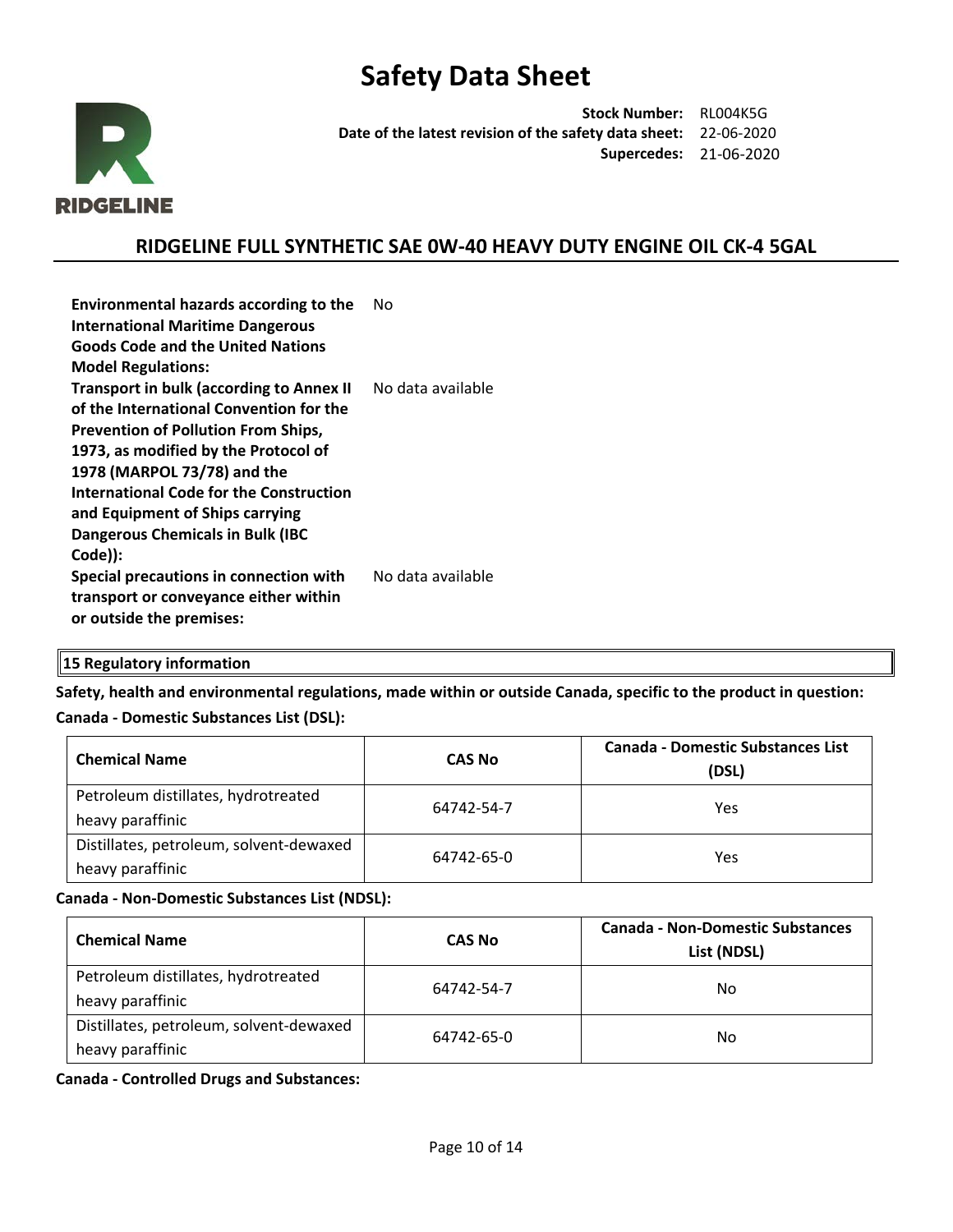**Environmental hazards according to the International Maritime Dangerous Goods Code and the United Nations Model Regulations:** No

**Transport in bulk (according to Annex II of the International Convention for the Prevention of Pollution From Ships, 1973, as modified by the Protocol of 1978 (MARPOL 73/78) and the International Code for the Construction and Equipment of Ships carrying Dangerous Chemicals in Bulk (IBC Code)):** No data available

**Special precautions in connection with transport or conveyance either within or outside the premises:** No data available

## 15 Regulatory information

**Safety, health and environmental regulations, made within or outside Canada, specific to the product in question:**

**Canada - Domestic Substances List (DSL):**

| Chemical Name | CAS No | Canada - Domestic Substances List (DSL) |
|---|---|---|
| Petroleum distillates, hydrotreated heavy paraffinic | 64742-54-7 | Yes |
| Distillates, petroleum, solvent-dewaxed heavy paraffinic | 64742-65-0 | Yes |

**Canada - Non-Domestic Substances List (NDSL):**

| Chemical Name | CAS No | Canada - Non-Domestic Substances List (NDSL) |
|---|---|---|
| Petroleum distillates, hydrotreated heavy paraffinic | 64742-54-7 | No |
| Distillates, petroleum, solvent-dewaxed heavy paraffinic | 64742-65-0 | No |

**Canada - Controlled Drugs and Substances:**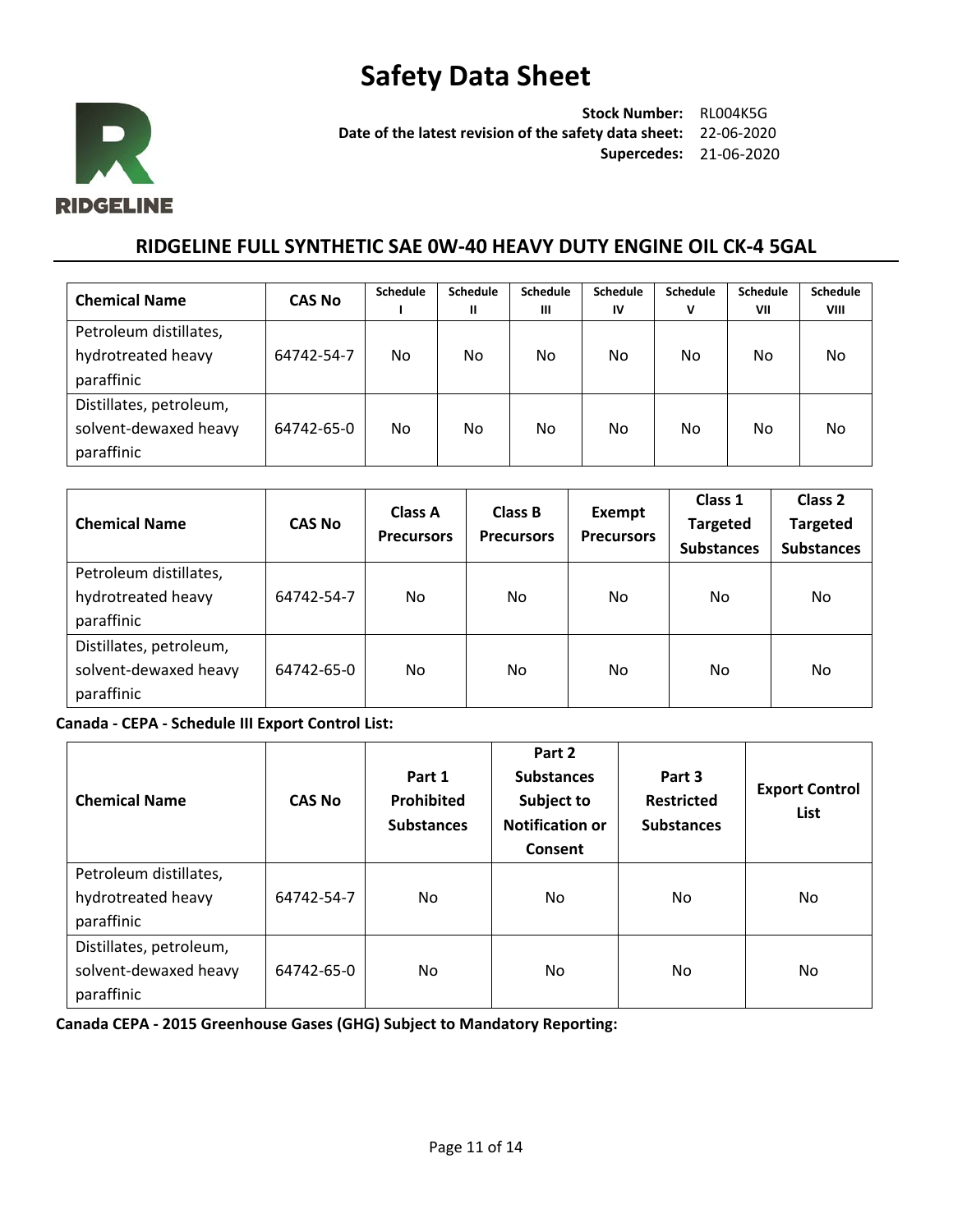| Chemical Name | CAS No | Schedule I | Schedule II | Schedule III | Schedule IV | Schedule V | Schedule VII | Schedule VIII |
|---|---|---|---|---|---|---|---|---|
| Petroleum distillates, hydrotreated heavy paraffinic | 64742-54-7 | No | No | No | No | No | No | No |
| Distillates, petroleum, solvent-dewaxed heavy paraffinic | 64742-65-0 | No | No | No | No | No | No | No |

| Chemical Name | CAS No | Class A Precursors | Class B Precursors | Exempt Precursors | Class 1 Targeted Substances | Class 2 Targeted Substances |
|---|---|---|---|---|---|---|
| Petroleum distillates, hydrotreated heavy paraffinic | 64742-54-7 | No | No | No | No | No |
| Distillates, petroleum, solvent-dewaxed heavy paraffinic | 64742-65-0 | No | No | No | No | No |

**Canada - CEPA - Schedule III Export Control List:**

| Chemical Name | CAS No | Part 1 Prohibited Substances | Part 2 Substances Subject to Notification or Consent | Part 3 Restricted Substances | Export Control List |
|---|---|---|---|---|---|
| Petroleum distillates, hydrotreated heavy paraffinic | 64742-54-7 | No | No | No | No |
| Distillates, petroleum, solvent-dewaxed heavy paraffinic | 64742-65-0 | No | No | No | No |

**Canada CEPA - 2015 Greenhouse Gases (GHG) Subject to Mandatory Reporting:**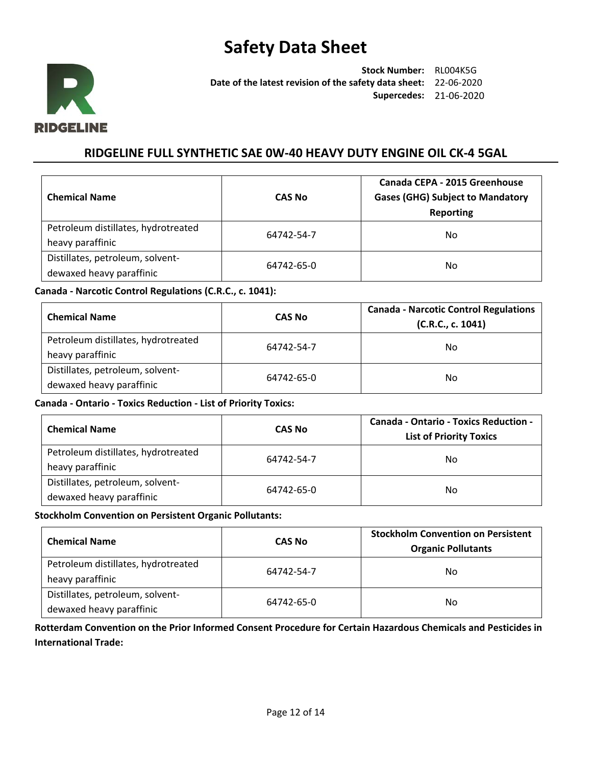| Chemical Name | CAS No | Canada CEPA - 2015 Greenhouse Gases (GHG) Subject to Mandatory Reporting |
|---|---|---|
| Petroleum distillates, hydrotreated heavy paraffinic | 64742-54-7 | No |
| Distillates, petroleum, solvent-dewaxed heavy paraffinic | 64742-65-0 | No |

**Canada - Narcotic Control Regulations (C.R.C., c. 1041):**

| Chemical Name | CAS No | Canada - Narcotic Control Regulations (C.R.C., c. 1041) |
|---|---|---|
| Petroleum distillates, hydrotreated heavy paraffinic | 64742-54-7 | No |
| Distillates, petroleum, solvent-dewaxed heavy paraffinic | 64742-65-0 | No |

**Canada - Ontario - Toxics Reduction - List of Priority Toxics:**

| Chemical Name | CAS No | Canada - Ontario - Toxics Reduction - List of Priority Toxics |
|---|---|---|
| Petroleum distillates, hydrotreated heavy paraffinic | 64742-54-7 | No |
| Distillates, petroleum, solvent-dewaxed heavy paraffinic | 64742-65-0 | No |

**Stockholm Convention on Persistent Organic Pollutants:**

| Chemical Name | CAS No | Stockholm Convention on Persistent Organic Pollutants |
|---|---|---|
| Petroleum distillates, hydrotreated heavy paraffinic | 64742-54-7 | No |
| Distillates, petroleum, solvent-dewaxed heavy paraffinic | 64742-65-0 | No |

**Rotterdam Convention on the Prior Informed Consent Procedure for Certain Hazardous Chemicals and Pesticides in International Trade:**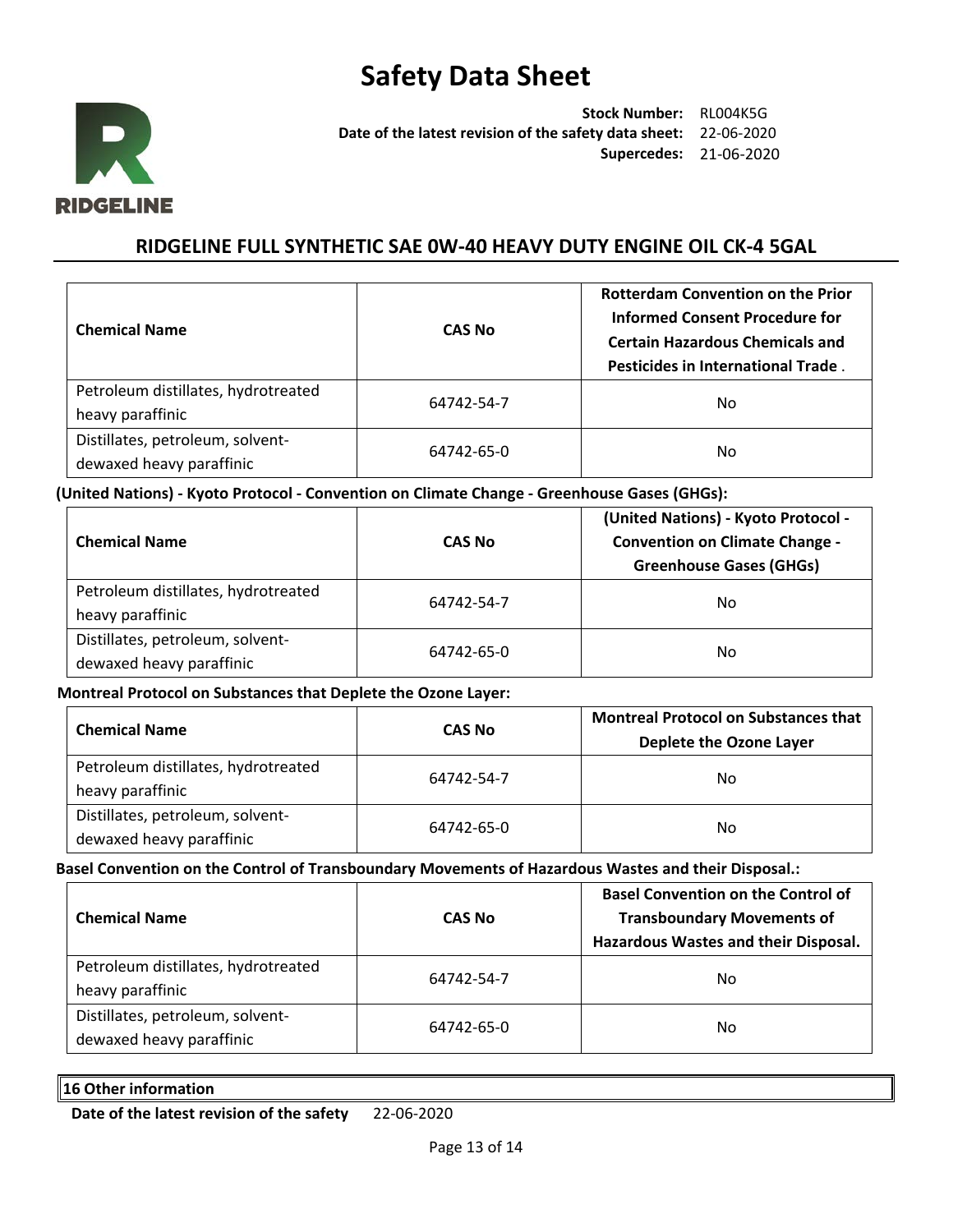| Chemical Name | CAS No | Rotterdam Convention on the Prior Informed Consent Procedure for Certain Hazardous Chemicals and Pesticides in International Trade . |
| --- | --- | --- |
| Petroleum distillates, hydrotreated heavy paraffinic | 64742-54-7 | No |
| Distillates, petroleum, solvent-dewaxed heavy paraffinic | 64742-65-0 | No |

**(United Nations) - Kyoto Protocol - Convention on Climate Change - Greenhouse Gases (GHGs):**

| Chemical Name | CAS No | (United Nations) - Kyoto Protocol - Convention on Climate Change - Greenhouse Gases (GHGs) |
| --- | --- | --- |
| Petroleum distillates, hydrotreated heavy paraffinic | 64742-54-7 | No |
| Distillates, petroleum, solvent-dewaxed heavy paraffinic | 64742-65-0 | No |

**Montreal Protocol on Substances that Deplete the Ozone Layer:**

| Chemical Name | CAS No | Montreal Protocol on Substances that Deplete the Ozone Layer |
| --- | --- | --- |
| Petroleum distillates, hydrotreated heavy paraffinic | 64742-54-7 | No |
| Distillates, petroleum, solvent-dewaxed heavy paraffinic | 64742-65-0 | No |

**Basel Convention on the Control of Transboundary Movements of Hazardous Wastes and their Disposal.:**

| Chemical Name | CAS No | Basel Convention on the Control of Transboundary Movements of Hazardous Wastes and their Disposal. |
| --- | --- | --- |
| Petroleum distillates, hydrotreated heavy paraffinic | 64742-54-7 | No |
| Distillates, petroleum, solvent-dewaxed heavy paraffinic | 64742-65-0 | No |

## 16 Other information

**Date of the latest revision of the safety** 22-06-2020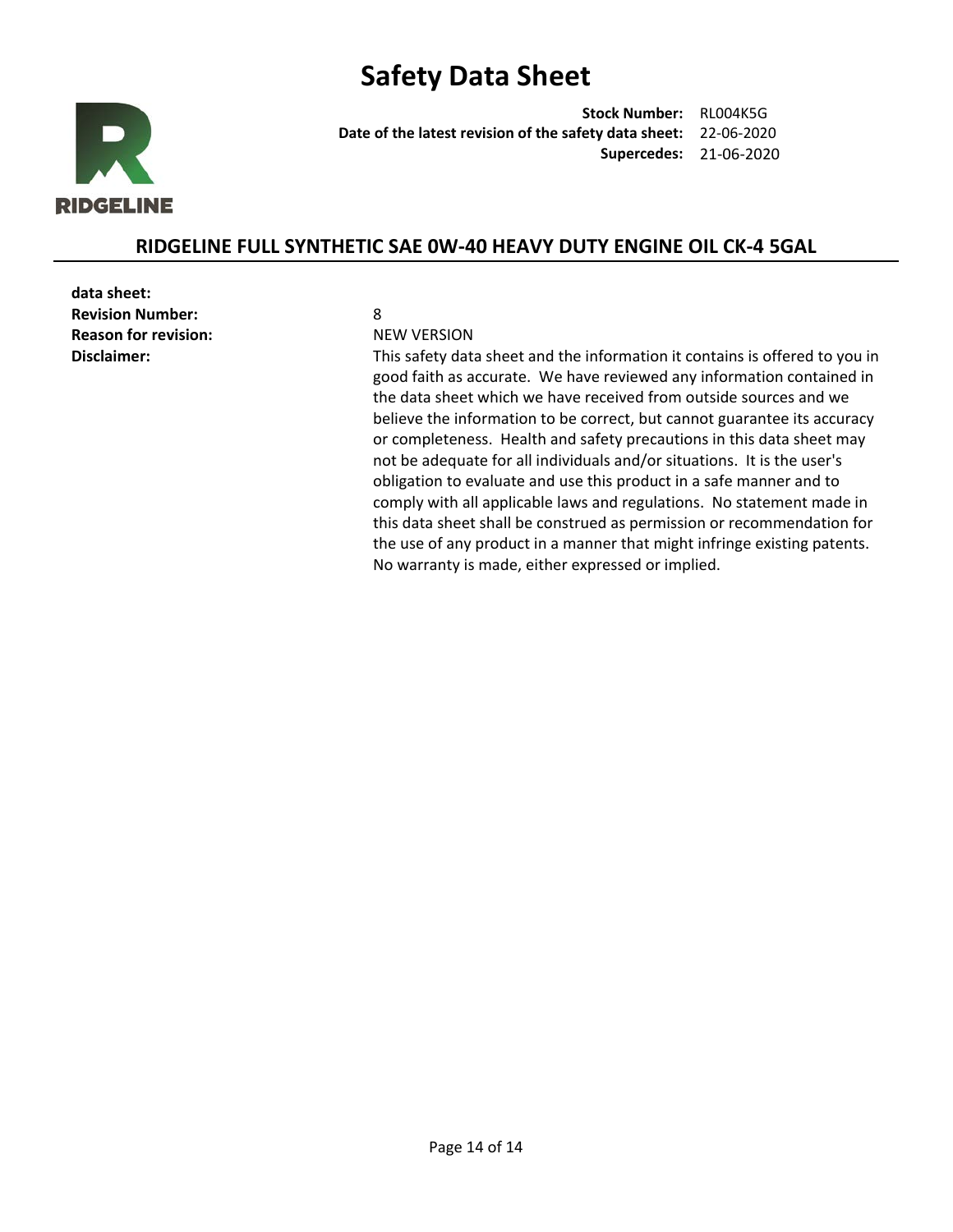# Safety Data Sheet

**Stock Number:** RL004K5G
**Date of the latest revision of the safety data sheet:** 22-06-2020
**Supercedes:** 21-06-2020

## RIDGELINE FULL SYNTHETIC SAE 0W-40 HEAVY DUTY ENGINE OIL CK-4 5GAL

**data sheet:**

**Revision Number:** 8

**Reason for revision:** NEW VERSION

**Disclaimer:** This safety data sheet and the information it contains is offered to you in good faith as accurate. We have reviewed any information contained in the data sheet which we have received from outside sources and we believe the information to be correct, but cannot guarantee its accuracy or completeness. Health and safety precautions in this data sheet may not be adequate for all individuals and/or situations. It is the user's obligation to evaluate and use this product in a safe manner and to comply with all applicable laws and regulations. No statement made in this data sheet shall be construed as permission or recommendation for the use of any product in a manner that might infringe existing patents. No warranty is made, either expressed or implied.